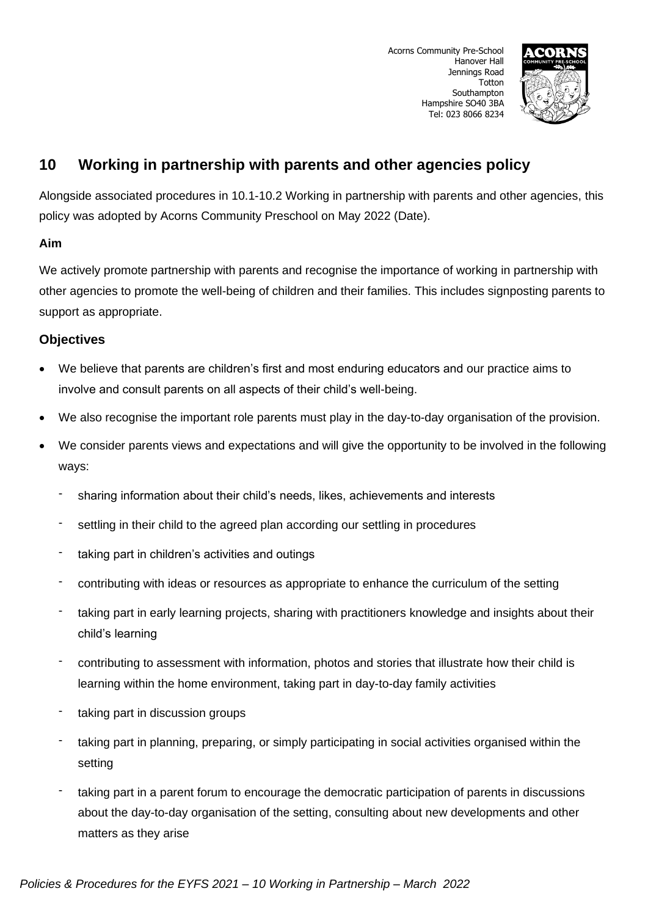Acorns Community Pre-School
Hanover Hall
Jennings Road
Totton
Southampton
Hampshire SO40 3BA
Tel: 023 8066 8234

## 10 Working in partnership with parents and other agencies policy

Alongside associated procedures in 10.1-10.2 Working in partnership with parents and other agencies, this policy was adopted by Acorns Community Preschool on May 2022 (Date).

**Aim**

We actively promote partnership with parents and recognise the importance of working in partnership with other agencies to promote the well-being of children and their families. This includes signposting parents to support as appropriate.

### Objectives

- We believe that parents are children's first and most enduring educators and our practice aims to involve and consult parents on all aspects of their child's well-being.
- We also recognise the important role parents must play in the day-to-day organisation of the provision.
- We consider parents views and expectations and will give the opportunity to be involved in the following ways:
  - sharing information about their child's needs, likes, achievements and interests
  - settling in their child to the agreed plan according our settling in procedures
  - taking part in children's activities and outings
  - contributing with ideas or resources as appropriate to enhance the curriculum of the setting
  - taking part in early learning projects, sharing with practitioners knowledge and insights about their child's learning
  - contributing to assessment with information, photos and stories that illustrate how their child is learning within the home environment, taking part in day-to-day family activities
  - taking part in discussion groups
  - taking part in planning, preparing, or simply participating in social activities organised within the setting
  - taking part in a parent forum to encourage the democratic participation of parents in discussions about the day-to-day organisation of the setting, consulting about new developments and other matters as they arise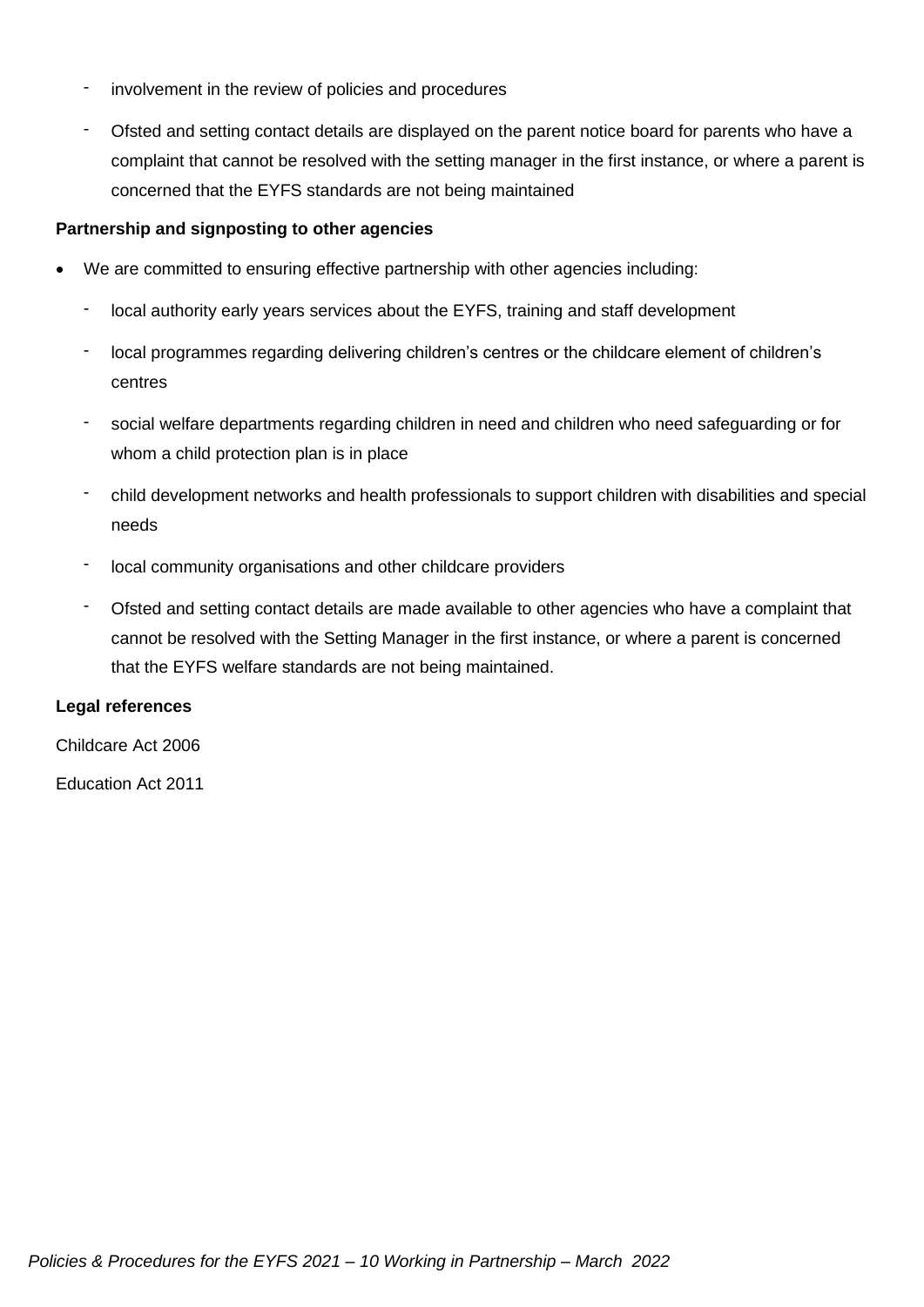- involvement in the review of policies and procedures
- Ofsted and setting contact details are displayed on the parent notice board for parents who have a complaint that cannot be resolved with the setting manager in the first instance, or where a parent is concerned that the EYFS standards are not being maintained

**Partnership and signposting to other agencies**

- We are committed to ensuring effective partnership with other agencies including:
  - local authority early years services about the EYFS, training and staff development
  - local programmes regarding delivering children's centres or the childcare element of children's centres
  - social welfare departments regarding children in need and children who need safeguarding or for whom a child protection plan is in place
  - child development networks and health professionals to support children with disabilities and special needs
  - local community organisations and other childcare providers
  - Ofsted and setting contact details are made available to other agencies who have a complaint that cannot be resolved with the Setting Manager in the first instance, or where a parent is concerned that the EYFS welfare standards are not being maintained.

**Legal references**

Childcare Act 2006

Education Act 2011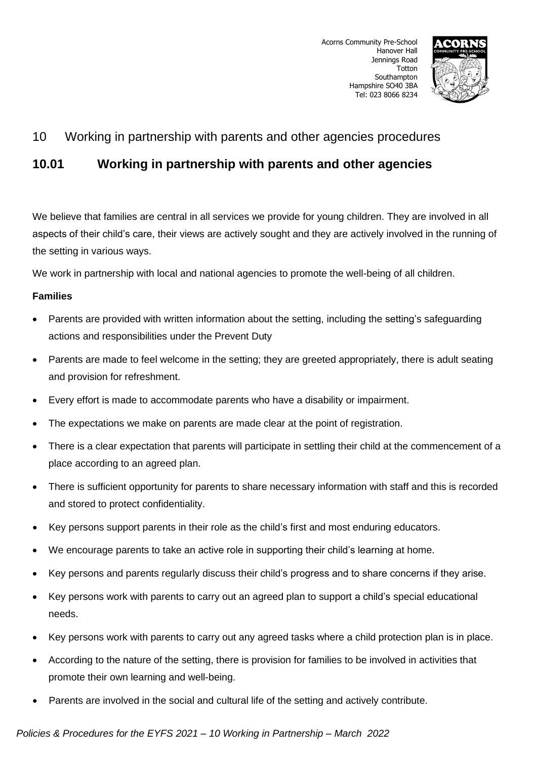# 10 Working in partnership with parents and other agencies procedures

## 10.01 Working in partnership with parents and other agencies

We believe that families are central in all services we provide for young children. They are involved in all aspects of their child's care, their views are actively sought and they are actively involved in the running of the setting in various ways.

We work in partnership with local and national agencies to promote the well-being of all children.

**Families**

- Parents are provided with written information about the setting, including the setting's safeguarding actions and responsibilities under the Prevent Duty
- Parents are made to feel welcome in the setting; they are greeted appropriately, there is adult seating and provision for refreshment.
- Every effort is made to accommodate parents who have a disability or impairment.
- The expectations we make on parents are made clear at the point of registration.
- There is a clear expectation that parents will participate in settling their child at the commencement of a place according to an agreed plan.
- There is sufficient opportunity for parents to share necessary information with staff and this is recorded and stored to protect confidentiality.
- Key persons support parents in their role as the child's first and most enduring educators.
- We encourage parents to take an active role in supporting their child's learning at home.
- Key persons and parents regularly discuss their child's progress and to share concerns if they arise.
- Key persons work with parents to carry out an agreed plan to support a child's special educational needs.
- Key persons work with parents to carry out any agreed tasks where a child protection plan is in place.
- According to the nature of the setting, there is provision for families to be involved in activities that promote their own learning and well-being.
- Parents are involved in the social and cultural life of the setting and actively contribute.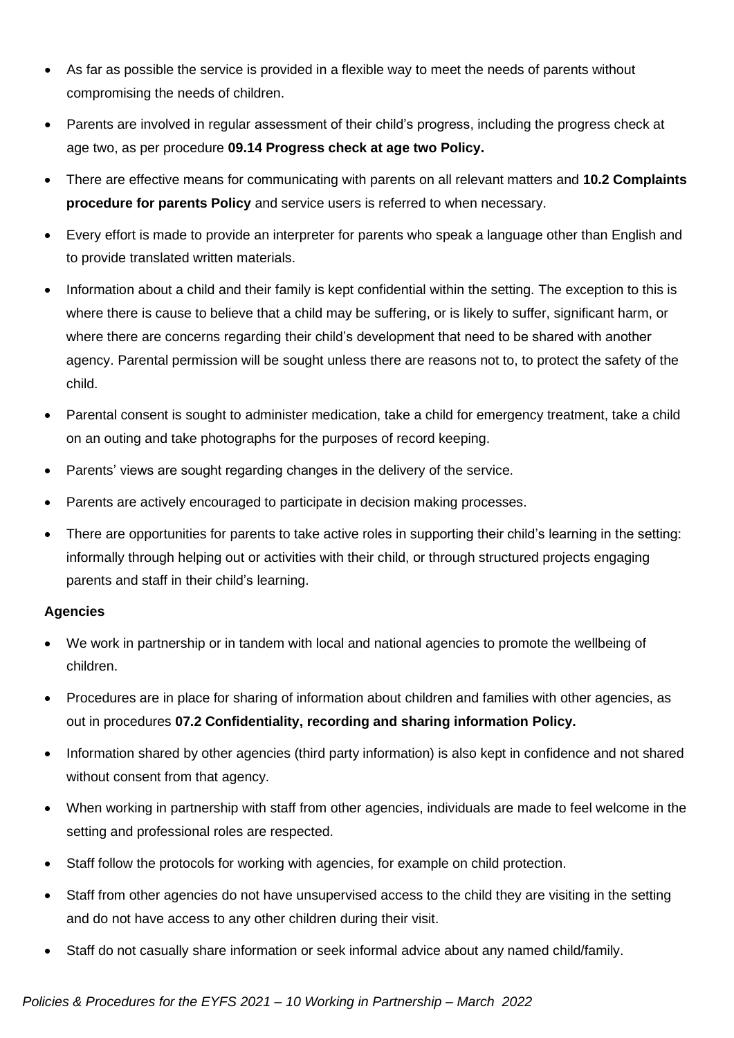- As far as possible the service is provided in a flexible way to meet the needs of parents without compromising the needs of children.
- Parents are involved in regular assessment of their child's progress, including the progress check at age two, as per procedure **09.14 Progress check at age two Policy.**
- There are effective means for communicating with parents on all relevant matters and **10.2 Complaints procedure for parents Policy** and service users is referred to when necessary.
- Every effort is made to provide an interpreter for parents who speak a language other than English and to provide translated written materials.
- Information about a child and their family is kept confidential within the setting. The exception to this is where there is cause to believe that a child may be suffering, or is likely to suffer, significant harm, or where there are concerns regarding their child's development that need to be shared with another agency. Parental permission will be sought unless there are reasons not to, to protect the safety of the child.
- Parental consent is sought to administer medication, take a child for emergency treatment, take a child on an outing and take photographs for the purposes of record keeping.
- Parents' views are sought regarding changes in the delivery of the service.
- Parents are actively encouraged to participate in decision making processes.
- There are opportunities for parents to take active roles in supporting their child's learning in the setting: informally through helping out or activities with their child, or through structured projects engaging parents and staff in their child's learning.

**Agencies**

- We work in partnership or in tandem with local and national agencies to promote the wellbeing of children.
- Procedures are in place for sharing of information about children and families with other agencies, as out in procedures **07.2 Confidentiality, recording and sharing information Policy.**
- Information shared by other agencies (third party information) is also kept in confidence and not shared without consent from that agency.
- When working in partnership with staff from other agencies, individuals are made to feel welcome in the setting and professional roles are respected.
- Staff follow the protocols for working with agencies, for example on child protection.
- Staff from other agencies do not have unsupervised access to the child they are visiting in the setting and do not have access to any other children during their visit.
- Staff do not casually share information or seek informal advice about any named child/family.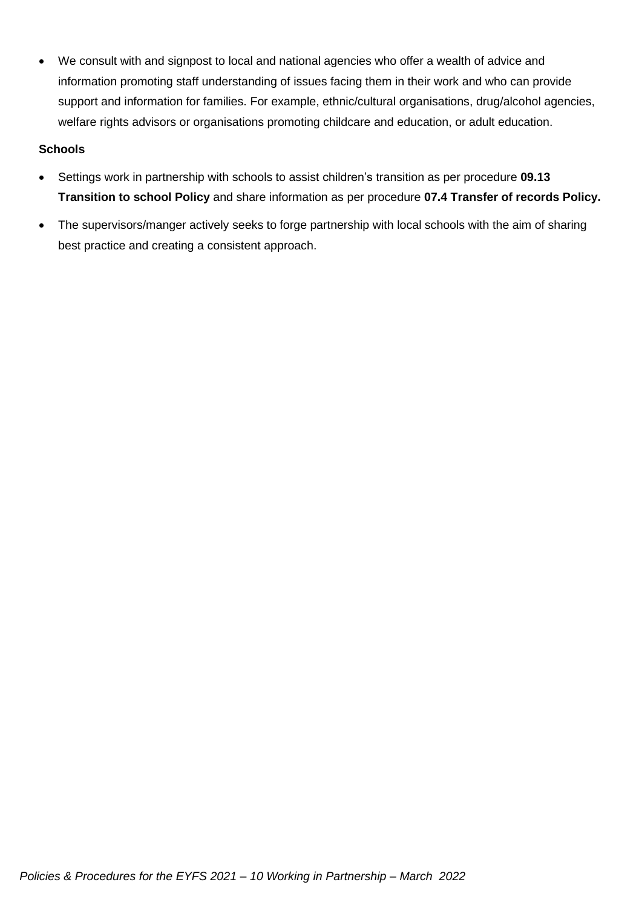- We consult with and signpost to local and national agencies who offer a wealth of advice and information promoting staff understanding of issues facing them in their work and who can provide support and information for families. For example, ethnic/cultural organisations, drug/alcohol agencies, welfare rights advisors or organisations promoting childcare and education, or adult education.

**Schools**

- Settings work in partnership with schools to assist children's transition as per procedure **09.13 Transition to school Policy** and share information as per procedure **07.4 Transfer of records Policy.**
- The supervisors/manger actively seeks to forge partnership with local schools with the aim of sharing best practice and creating a consistent approach.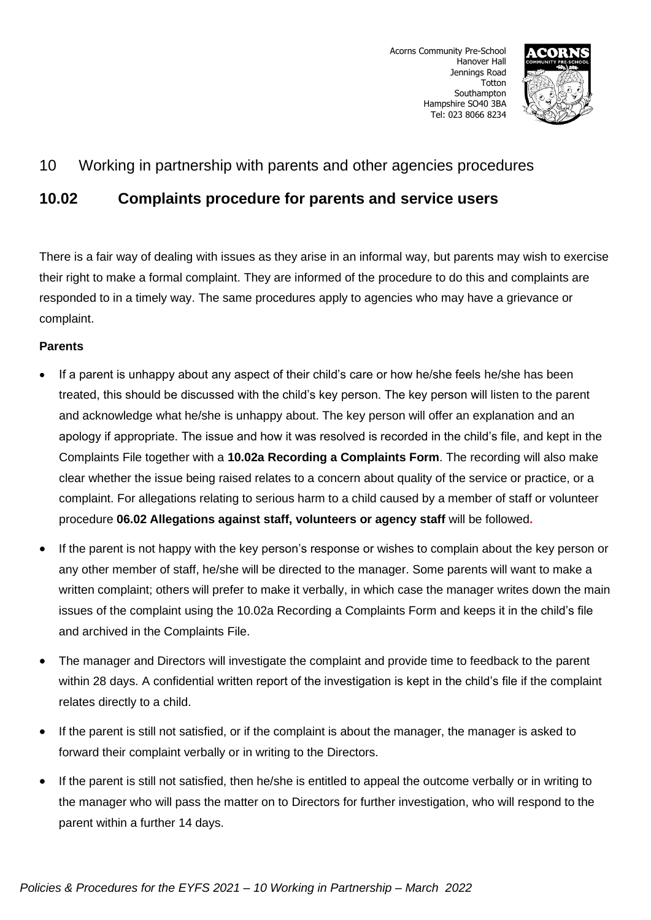Acorns Community Pre-School
Hanover Hall
Jennings Road
Totton
Southampton
Hampshire SO40 3BA
Tel: 023 8066 8234

## 10 Working in partnership with parents and other agencies procedures

## 10.02 Complaints procedure for parents and service users

There is a fair way of dealing with issues as they arise in an informal way, but parents may wish to exercise their right to make a formal complaint. They are informed of the procedure to do this and complaints are responded to in a timely way. The same procedures apply to agencies who may have a grievance or complaint.

**Parents**

- If a parent is unhappy about any aspect of their child's care or how he/she feels he/she has been treated, this should be discussed with the child's key person. The key person will listen to the parent and acknowledge what he/she is unhappy about. The key person will offer an explanation and an apology if appropriate. The issue and how it was resolved is recorded in the child's file, and kept in the Complaints File together with a **10.02a Recording a Complaints Form**. The recording will also make clear whether the issue being raised relates to a concern about quality of the service or practice, or a complaint. For allegations relating to serious harm to a child caused by a member of staff or volunteer procedure **06.02 Allegations against staff, volunteers or agency staff** will be followed**.**
- If the parent is not happy with the key person's response or wishes to complain about the key person or any other member of staff, he/she will be directed to the manager. Some parents will want to make a written complaint; others will prefer to make it verbally, in which case the manager writes down the main issues of the complaint using the 10.02a Recording a Complaints Form and keeps it in the child's file and archived in the Complaints File.
- The manager and Directors will investigate the complaint and provide time to feedback to the parent within 28 days. A confidential written report of the investigation is kept in the child's file if the complaint relates directly to a child.
- If the parent is still not satisfied, or if the complaint is about the manager, the manager is asked to forward their complaint verbally or in writing to the Directors.
- If the parent is still not satisfied, then he/she is entitled to appeal the outcome verbally or in writing to the manager who will pass the matter on to Directors for further investigation, who will respond to the parent within a further 14 days.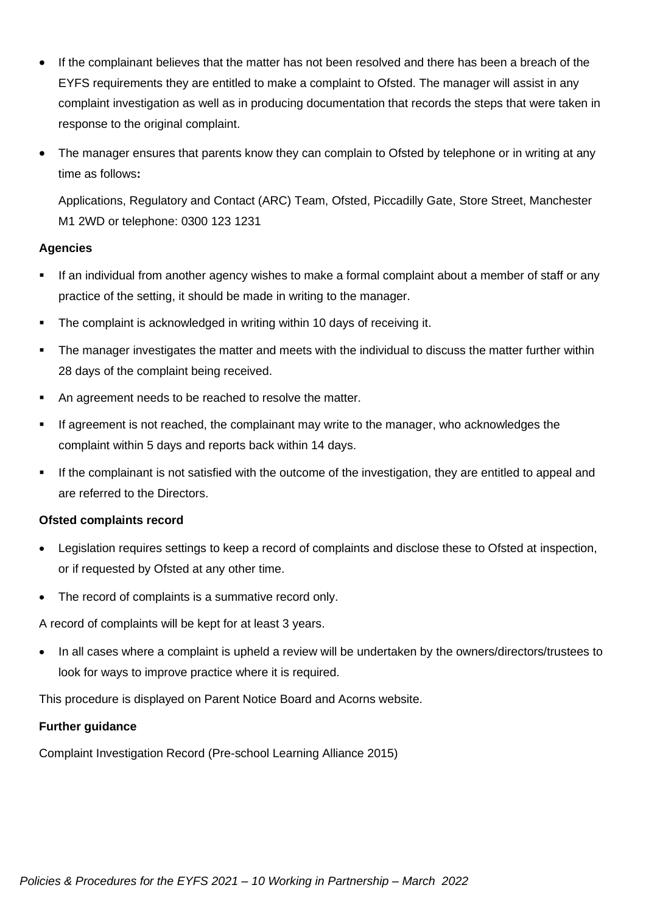- If the complainant believes that the matter has not been resolved and there has been a breach of the EYFS requirements they are entitled to make a complaint to Ofsted. The manager will assist in any complaint investigation as well as in producing documentation that records the steps that were taken in response to the original complaint.
- The manager ensures that parents know they can complain to Ofsted by telephone or in writing at any time as follows**:**

  Applications, Regulatory and Contact (ARC) Team, Ofsted, Piccadilly Gate, Store Street, Manchester M1 2WD or telephone: 0300 123 1231

**Agencies**

- If an individual from another agency wishes to make a formal complaint about a member of staff or any practice of the setting, it should be made in writing to the manager.
- The complaint is acknowledged in writing within 10 days of receiving it.
- The manager investigates the matter and meets with the individual to discuss the matter further within 28 days of the complaint being received.
- An agreement needs to be reached to resolve the matter.
- If agreement is not reached, the complainant may write to the manager, who acknowledges the complaint within 5 days and reports back within 14 days.
- If the complainant is not satisfied with the outcome of the investigation, they are entitled to appeal and are referred to the Directors.

**Ofsted complaints record**

- Legislation requires settings to keep a record of complaints and disclose these to Ofsted at inspection, or if requested by Ofsted at any other time.
- The record of complaints is a summative record only.

A record of complaints will be kept for at least 3 years.

- In all cases where a complaint is upheld a review will be undertaken by the owners/directors/trustees to look for ways to improve practice where it is required.

This procedure is displayed on Parent Notice Board and Acorns website.

**Further guidance**

Complaint Investigation Record (Pre-school Learning Alliance 2015)